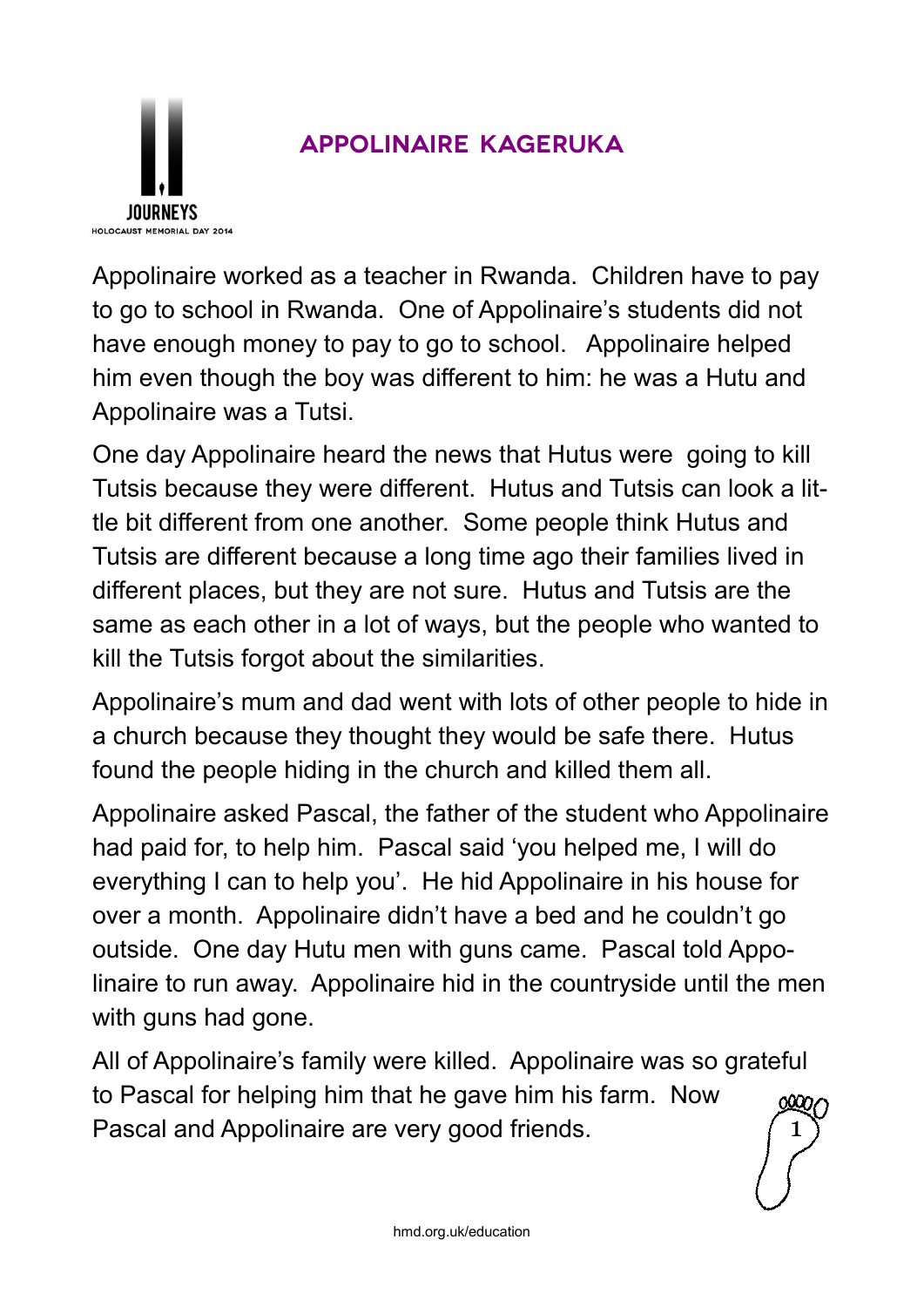JOURNEYS

HOLOCAUST MEMORIAL DAY 2014

# APPOLINAIRE KAGERUKA

Appolinaire worked as a teacher in Rwanda. Children have to pay to go to school in Rwanda. One of Appolinaire's students did not have enough money to pay to go to school. Appolinaire helped him even though the boy was different to him: he was a Hutu and Appolinaire was a Tutsi.

One day Appolinaire heard the news that Hutus were going to kill Tutsis because they were different. Hutus and Tutsis can look a little bit different from one another. Some people think Hutus and Tutsis are different because a long time ago their families lived in different places, but they are not sure. Hutus and Tutsis are the same as each other in a lot of ways, but the people who wanted to kill the Tutsis forgot about the similarities.

Appolinaire's mum and dad went with lots of other people to hide in a church because they thought they would be safe there. Hutus found the people hiding in the church and killed them all.

Appolinaire asked Pascal, the father of the student who Appolinaire had paid for, to help him. Pascal said 'you helped me, I will do everything I can to help you'. He hid Appolinaire in his house for over a month. Appolinaire didn't have a bed and he couldn't go outside. One day Hutu men with guns came. Pascal told Appolinaire to run away. Appolinaire hid in the countryside until the men with guns had gone.

All of Appolinaire's family were killed. Appolinaire was so grateful to Pascal for helping him that he gave him his farm. Now Pascal and Appolinaire are very good friends.

hmd.org.uk/education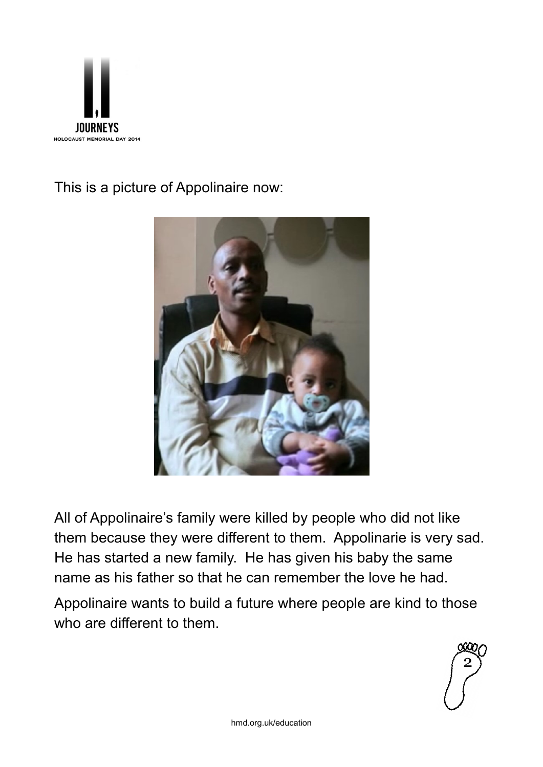This is a picture of Appolinaire now:

All of Appolinaire's family were killed by people who did not like them because they were different to them. Appolinarie is very sad. He has started a new family. He has given his baby the same name as his father so that he can remember the love he had.

Appolinaire wants to build a future where people are kind to those who are different to them.

hmd.org.uk/education